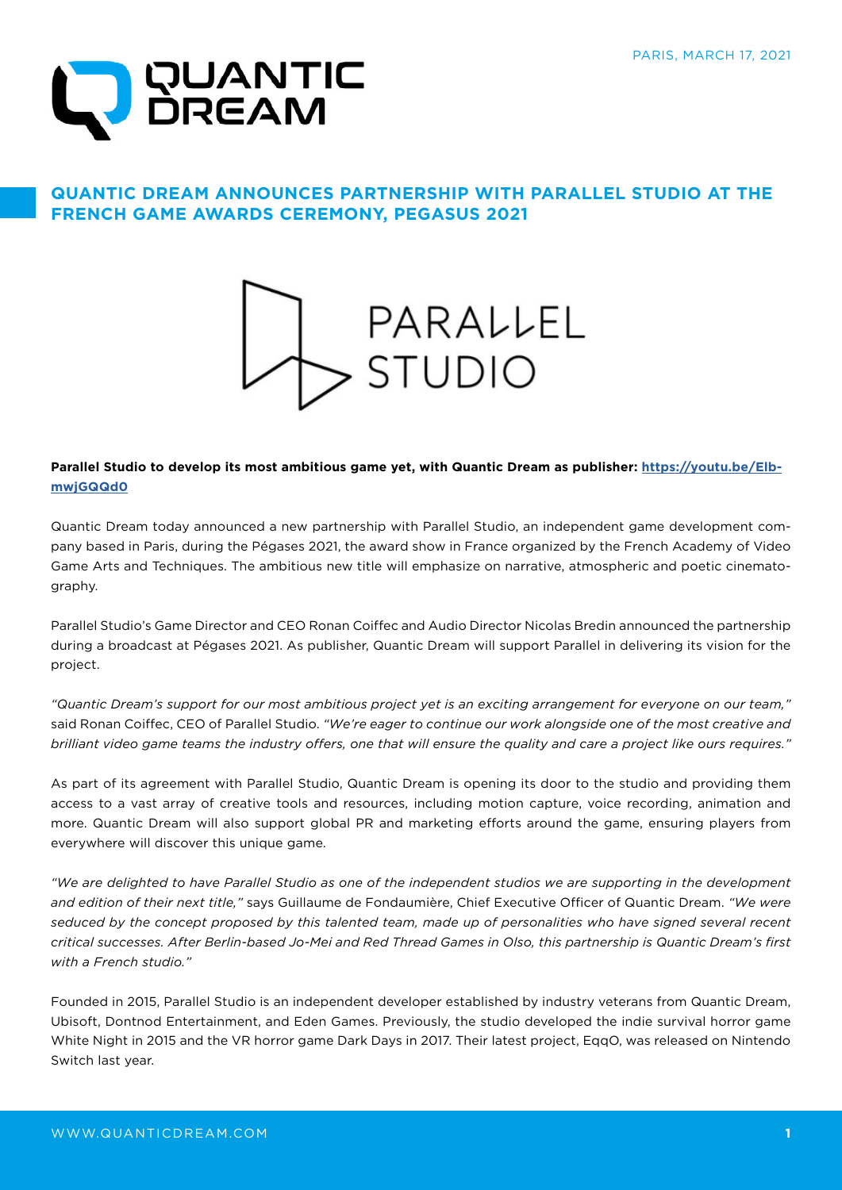PARIS, MARCH 17, 2021

# QUANTIC DREAM ANNOUNCES PARTNERSHIP WITH PARALLEL STUDIO AT THE FRENCH GAME AWARDS CEREMONY, PEGASUS 2021

**Parallel Studio to develop its most ambitious game yet, with Quantic Dream as publisher: https://youtu.be/Elb-mwjGQQd0**

Quantic Dream today announced a new partnership with Parallel Studio, an independent game development company based in Paris, during the Pégases 2021, the award show in France organized by the French Academy of Video Game Arts and Techniques. The ambitious new title will emphasize on narrative, atmospheric and poetic cinematography.

Parallel Studio's Game Director and CEO Ronan Coiffec and Audio Director Nicolas Bredin announced the partnership during a broadcast at Pégases 2021. As publisher, Quantic Dream will support Parallel in delivering its vision for the project.

*"Quantic Dream's support for our most ambitious project yet is an exciting arrangement for everyone on our team,"* said Ronan Coiffec, CEO of Parallel Studio. *"We're eager to continue our work alongside one of the most creative and brilliant video game teams the industry offers, one that will ensure the quality and care a project like ours requires."*

As part of its agreement with Parallel Studio, Quantic Dream is opening its door to the studio and providing them access to a vast array of creative tools and resources, including motion capture, voice recording, animation and more. Quantic Dream will also support global PR and marketing efforts around the game, ensuring players from everywhere will discover this unique game.

*"We are delighted to have Parallel Studio as one of the independent studios we are supporting in the development and edition of their next title,"* says Guillaume de Fondaumière, Chief Executive Officer of Quantic Dream. *"We were seduced by the concept proposed by this talented team, made up of personalities who have signed several recent critical successes. After Berlin-based Jo-Mei and Red Thread Games in Olso, this partnership is Quantic Dream's first with a French studio."*

Founded in 2015, Parallel Studio is an independent developer established by industry veterans from Quantic Dream, Ubisoft, Dontnod Entertainment, and Eden Games. Previously, the studio developed the indie survival horror game White Night in 2015 and the VR horror game Dark Days in 2017. Their latest project, EqqO, was released on Nintendo Switch last year.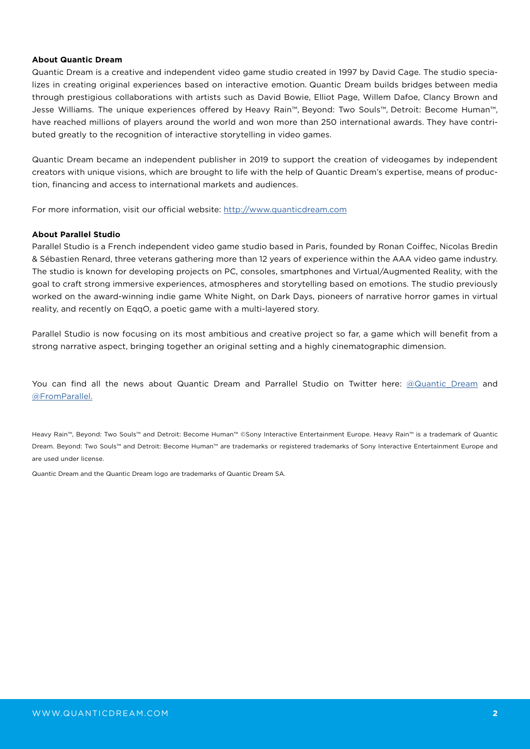**About Quantic Dream**

Quantic Dream is a creative and independent video game studio created in 1997 by David Cage. The studio specializes in creating original experiences based on interactive emotion. Quantic Dream builds bridges between media through prestigious collaborations with artists such as David Bowie, Elliot Page, Willem Dafoe, Clancy Brown and Jesse Williams. The unique experiences offered by Heavy Rain™, Beyond: Two Souls™, Detroit: Become Human™, have reached millions of players around the world and won more than 250 international awards. They have contributed greatly to the recognition of interactive storytelling in video games.

Quantic Dream became an independent publisher in 2019 to support the creation of videogames by independent creators with unique visions, which are brought to life with the help of Quantic Dream's expertise, means of production, financing and access to international markets and audiences.

For more information, visit our official website: [http://www.quanticdream.com](http://www.quanticdream.com)

**About Parallel Studio**

Parallel Studio is a French independent video game studio based in Paris, founded by Ronan Coiffec, Nicolas Bredin & Sébastien Renard, three veterans gathering more than 12 years of experience within the AAA video game industry. The studio is known for developing projects on PC, consoles, smartphones and Virtual/Augmented Reality, with the goal to craft strong immersive experiences, atmospheres and storytelling based on emotions. The studio previously worked on the award-winning indie game White Night, on Dark Days, pioneers of narrative horror games in virtual reality, and recently on EqqO, a poetic game with a multi-layered story.

Parallel Studio is now focusing on its most ambitious and creative project so far, a game which will benefit from a strong narrative aspect, bringing together an original setting and a highly cinematographic dimension.

You can find all the news about Quantic Dream and Parrallel Studio on Twitter here: @Quantic_Dream and @FromParallel.

Heavy Rain™, Beyond: Two Souls™ and Detroit: Become Human™ ©Sony Interactive Entertainment Europe. Heavy Rain™ is a trademark of Quantic Dream. Beyond: Two Souls™ and Detroit: Become Human™ are trademarks or registered trademarks of Sony Interactive Entertainment Europe and are used under license.

Quantic Dream and the Quantic Dream logo are trademarks of Quantic Dream SA.